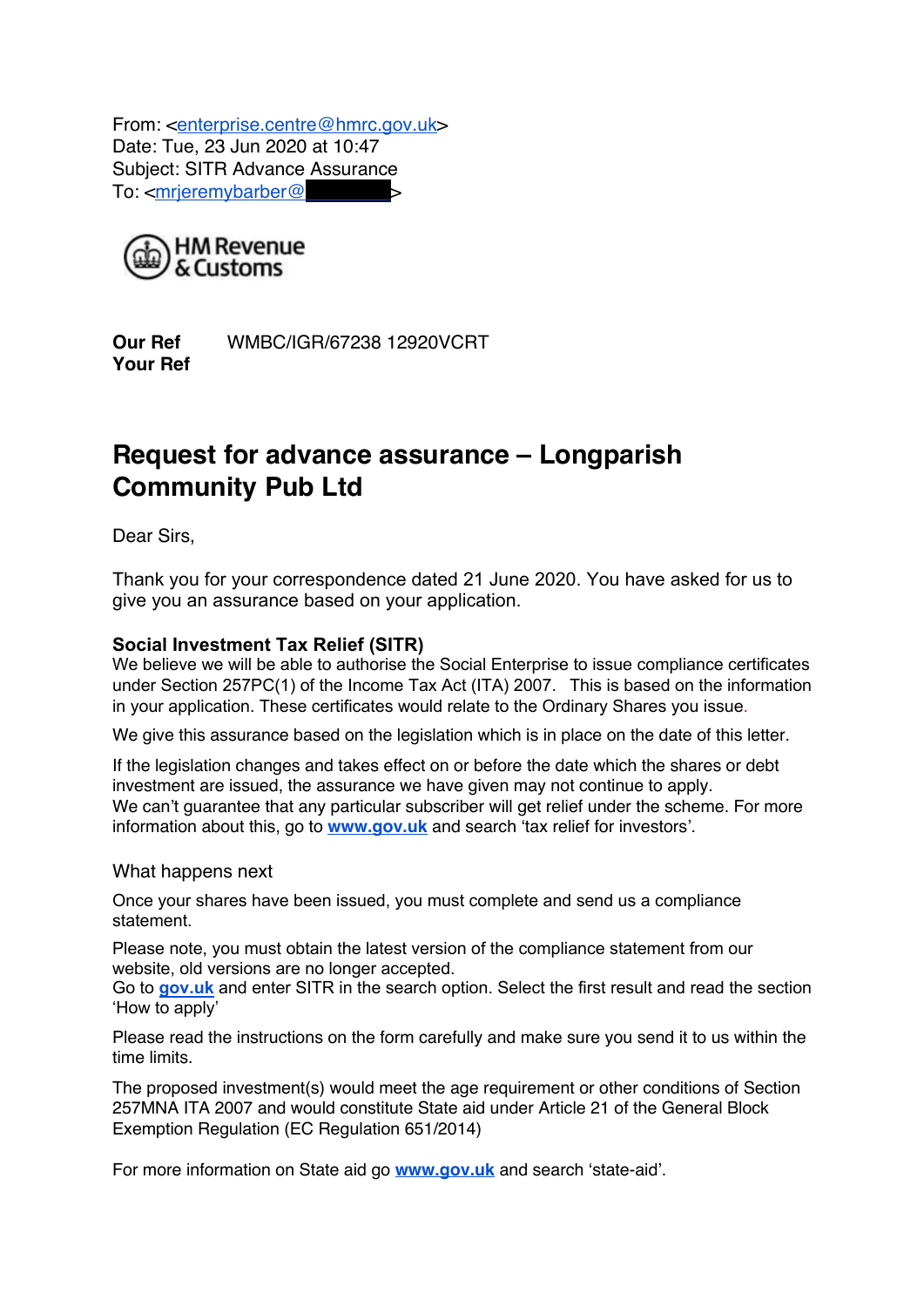From: <enterprise.centre@hmrc.gov.uk>
Date: Tue, 23 Jun 2020 at 10:47
Subject: SITR Advance Assurance
To: <mrjeremybarber@ >

HM Revenue & Customs

**Our Ref** WMBC/IGR/67238 12920VCRT
**Your Ref**

# Request for advance assurance – Longparish Community Pub Ltd

Dear Sirs,

Thank you for your correspondence dated 21 June 2020. You have asked for us to give you an assurance based on your application.

**Social Investment Tax Relief (SITR)**
We believe we will be able to authorise the Social Enterprise to issue compliance certificates under Section 257PC(1) of the Income Tax Act (ITA) 2007. This is based on the information in your application. These certificates would relate to the Ordinary Shares you issue.

We give this assurance based on the legislation which is in place on the date of this letter.

If the legislation changes and takes effect on or before the date which the shares or debt investment are issued, the assurance we have given may not continue to apply.
We can't guarantee that any particular subscriber will get relief under the scheme. For more information about this, go to **www.gov.uk** and search 'tax relief for investors'.

What happens next

Once your shares have been issued, you must complete and send us a compliance statement.

Please note, you must obtain the latest version of the compliance statement from our website, old versions are no longer accepted.
Go to **gov.uk** and enter SITR in the search option. Select the first result and read the section 'How to apply'

Please read the instructions on the form carefully and make sure you send it to us within the time limits.

The proposed investment(s) would meet the age requirement or other conditions of Section 257MNA ITA 2007 and would constitute State aid under Article 21 of the General Block Exemption Regulation (EC Regulation 651/2014)

For more information on State aid go **www.gov.uk** and search 'state-aid'.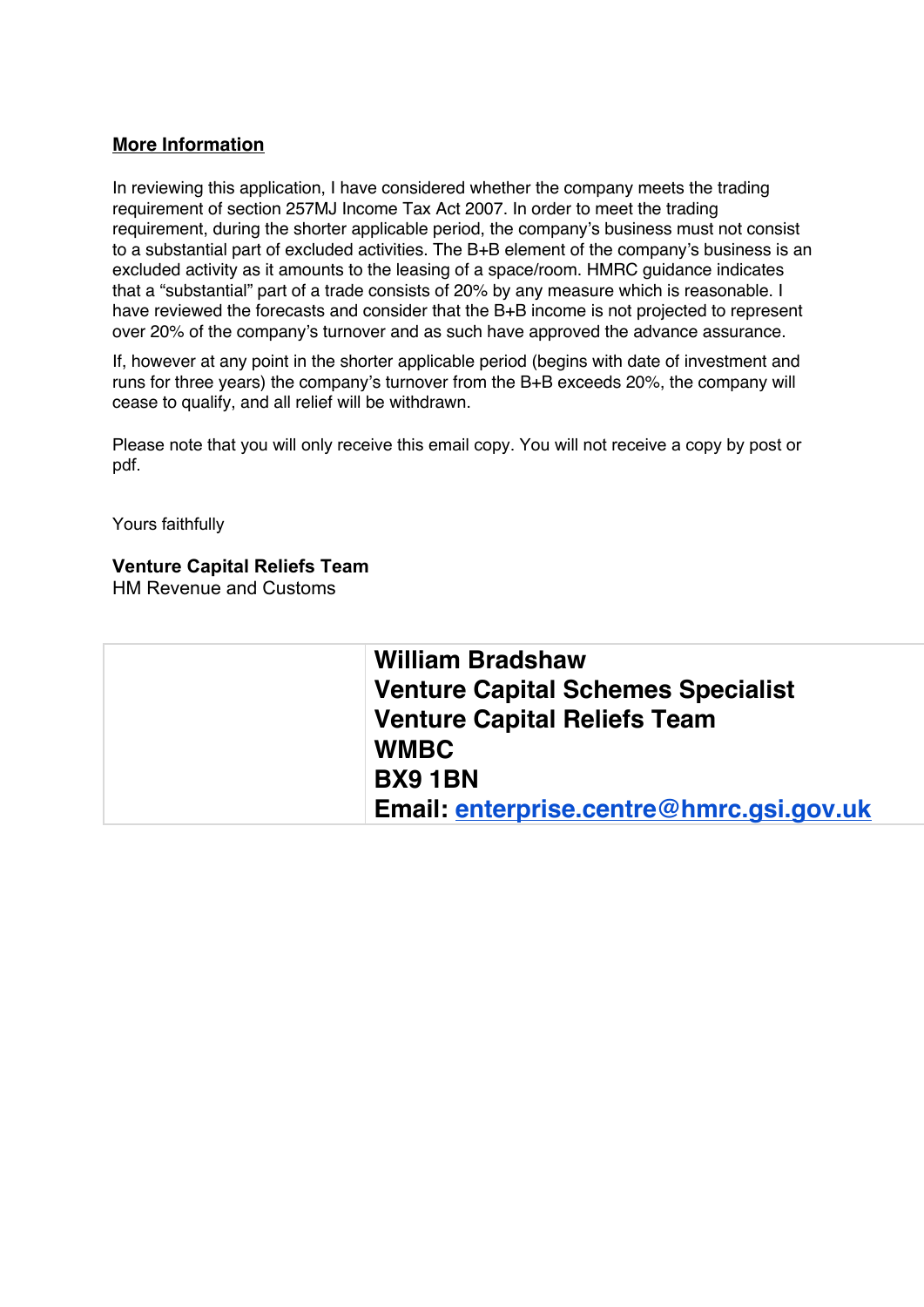**More Information**

In reviewing this application, I have considered whether the company meets the trading requirement of section 257MJ Income Tax Act 2007. In order to meet the trading requirement, during the shorter applicable period, the company's business must not consist to a substantial part of excluded activities. The B+B element of the company's business is an excluded activity as it amounts to the leasing of a space/room. HMRC guidance indicates that a "substantial" part of a trade consists of 20% by any measure which is reasonable. I have reviewed the forecasts and consider that the B+B income is not projected to represent over 20% of the company's turnover and as such have approved the advance assurance.

If, however at any point in the shorter applicable period (begins with date of investment and runs for three years) the company's turnover from the B+B exceeds 20%, the company will cease to qualify, and all relief will be withdrawn.

Please note that you will only receive this email copy. You will not receive a copy by post or pdf.

Yours faithfully

**Venture Capital Reliefs Team**
HM Revenue and Customs

| | |
|---|---|
| | **William Bradshaw**<br>**Venture Capital Schemes Specialist**<br>**Venture Capital Reliefs Team**<br>**WMBC**<br>**BX9 1BN**<br>**Email: enterprise.centre@hmrc.gsi.gov.uk** |